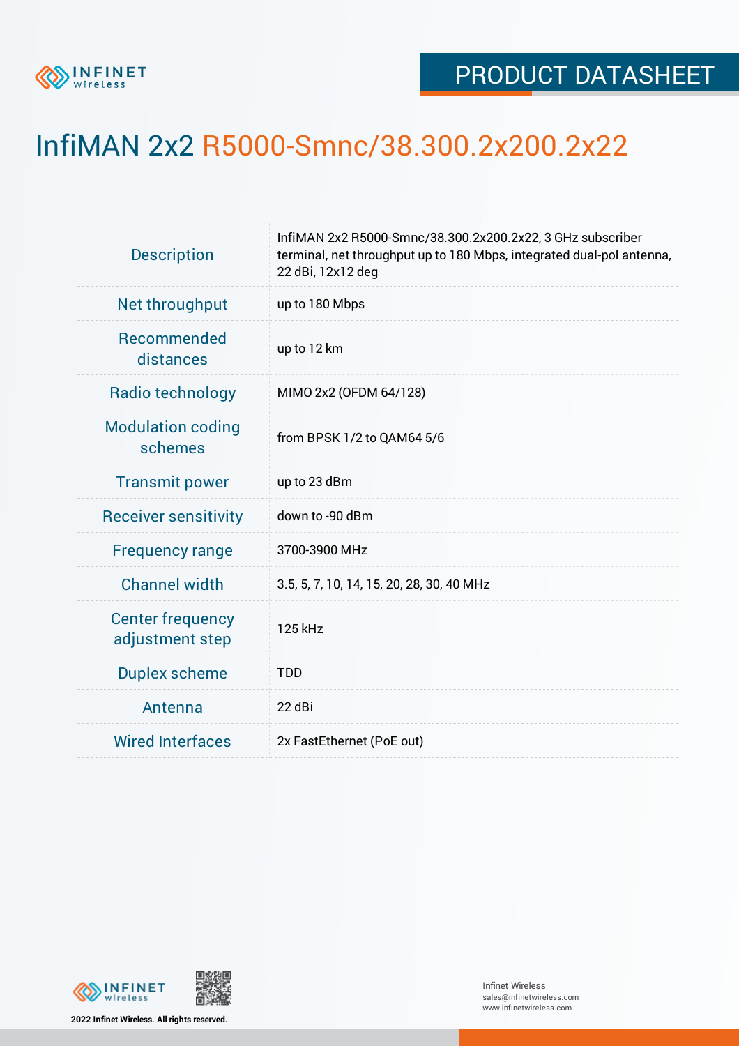PRODUCT DATASHEET

# InfiMAN 2x2 R5000-Smnc/38.300.2x200.2x22

| | |
|---|---|
| Description | InfiMAN 2x2 R5000-Smnc/38.300.2x200.2x22, 3 GHz subscriber terminal, net throughput up to 180 Mbps, integrated dual-pol antenna, 22 dBi, 12x12 deg |
| Net throughput | up to 180 Mbps |
| Recommended distances | up to 12 km |
| Radio technology | MIMO 2x2 (OFDM 64/128) |
| Modulation coding schemes | from BPSK 1/2 to QAM64 5/6 |
| Transmit power | up to 23 dBm |
| Receiver sensitivity | down to -90 dBm |
| Frequency range | 3700-3900 MHz |
| Channel width | 3.5, 5, 7, 10, 14, 15, 20, 28, 30, 40 MHz |
| Center frequency adjustment step | 125 kHz |
| Duplex scheme | TDD |
| Antenna | 22 dBi |
| Wired Interfaces | 2x FastEthernet (PoE out) |

2022 Infinet Wireless. All rights reserved.

Infinet Wireless
sales@infinetwireless.com
www.infinetwireless.com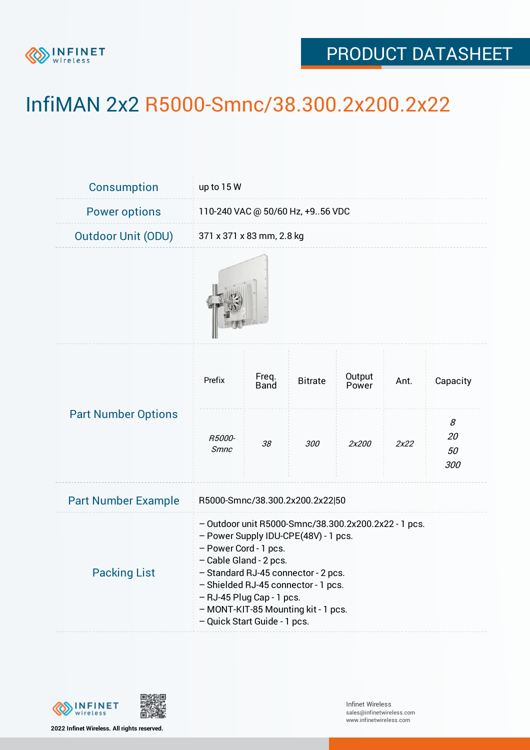# InfiMAN 2x2 R5000-Smnc/38.300.2x200.2x22

| | |
|---|---|
| Consumption | up to 15 W |
| Power options | 110-240 VAC @ 50/60 Hz, +9..56 VDC |
| Outdoor Unit (ODU) | 371 x 371 x 83 mm, 2.8 kg |

**Part Number Options**

| Prefix | Freq. Band | Bitrate | Output Power | Ant. | Capacity |
|---|---|---|---|---|---|
| *R5000-Smnc* | *38* | *300* | *2x200* | *2x22* | *8*<br>*20*<br>*50*<br>*300* |

| | |
|---|---|
| Part Number Example | R5000-Smnc/38.300.2x200.2x22\|50 |

**Packing List**

– Outdoor unit R5000-Smnc/38.300.2x200.2x22 - 1 pcs.
– Power Supply IDU-CPE(48V) - 1 pcs.
– Power Cord - 1 pcs.
– Cable Gland - 2 pcs.
– Standard RJ-45 connector - 2 pcs.
– Shielded RJ-45 connector - 1 pcs.
– RJ-45 Plug Cap - 1 pcs.
– MONT-KIT-85 Mounting kit - 1 pcs.
– Quick Start Guide - 1 pcs.

2022 Infinet Wireless. All rights reserved.

Infinet Wireless
sales@infinetwireless.com
www.infinetwireless.com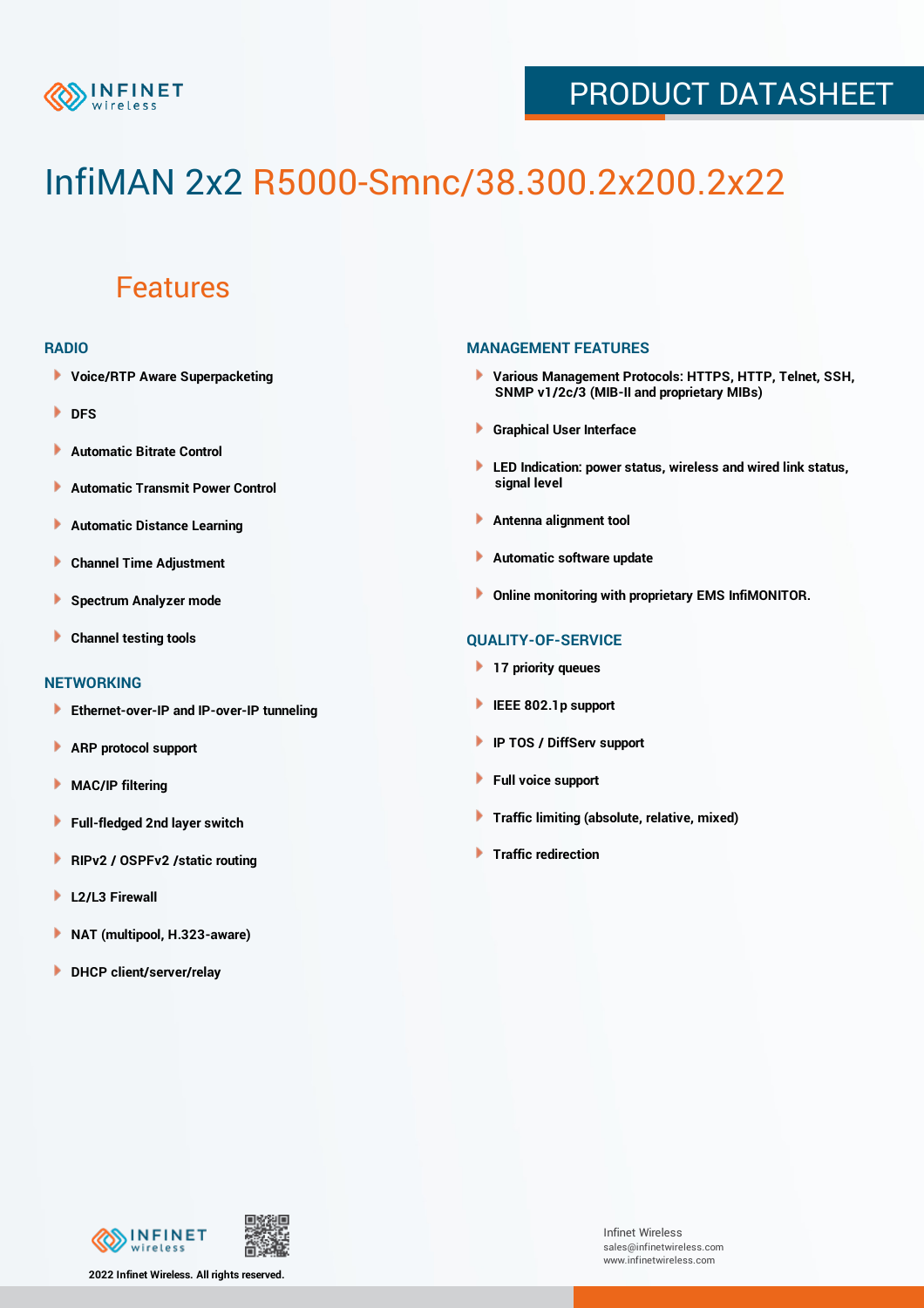# InfiMAN 2x2 R5000-Smnc/38.300.2x200.2x22

## Features

### RADIO

- Voice/RTP Aware Superpacketing
- DFS
- Automatic Bitrate Control
- Automatic Transmit Power Control
- Automatic Distance Learning
- Channel Time Adjustment
- Spectrum Analyzer mode
- Channel testing tools

### NETWORKING

- Ethernet-over-IP and IP-over-IP tunneling
- ARP protocol support
- MAC/IP filtering
- Full-fledged 2nd layer switch
- RIPv2 / OSPFv2 /static routing
- L2/L3 Firewall
- NAT (multipool, H.323-aware)
- DHCP client/server/relay

### MANAGEMENT FEATURES

- Various Management Protocols: HTTPS, HTTP, Telnet, SSH, SNMP v1/2c/3 (MIB-II and proprietary MIBs)
- Graphical User Interface
- LED Indication: power status, wireless and wired link status, signal level
- Antenna alignment tool
- Automatic software update
- Online monitoring with proprietary EMS InfiMONITOR.

### QUALITY-OF-SERVICE

- 17 priority queues
- IEEE 802.1p support
- IP TOS / DiffServ support
- Full voice support
- Traffic limiting (absolute, relative, mixed)
- Traffic redirection

2022 Infinet Wireless. All rights reserved.

Infinet Wireless
sales@infinetwireless.com
www.infinetwireless.com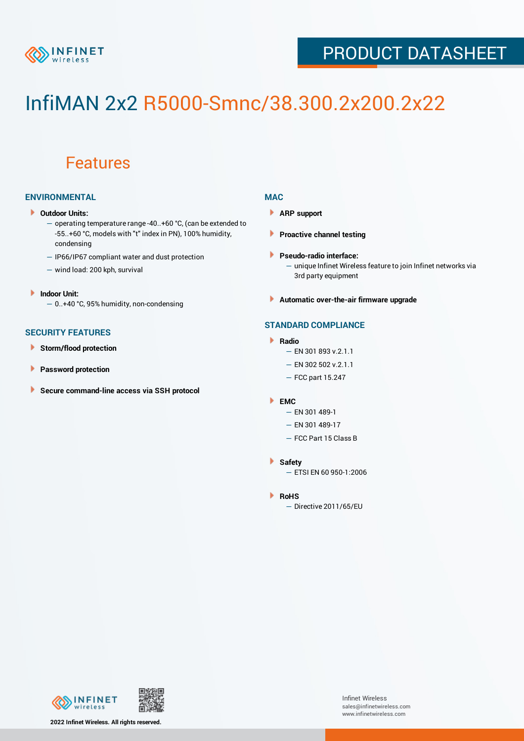# InfiMAN 2x2 R5000-Smnc/38.300.2x200.2x22

## Features

### ENVIRONMENTAL

- **Outdoor Units:**
  - operating temperature range -40..+60 °C, (can be extended to -55..+60 °C, models with "t" index in PN), 100% humidity, condensing
  - IP66/IP67 compliant water and dust protection
  - wind load: 200 kph, survival
- **Indoor Unit:**
  - 0..+40 °C, 95% humidity, non-condensing

### SECURITY FEATURES

- **Storm/flood protection**
- **Password protection**
- **Secure command-line access via SSH protocol**

### MAC

- **ARP support**
- **Proactive channel testing**
- **Pseudo-radio interface:**
  - unique Infinet Wireless feature to join Infinet networks via 3rd party equipment
- **Automatic over-the-air firmware upgrade**

### STANDARD COMPLIANCE

- **Radio**
  - EN 301 893 v.2.1.1
  - EN 302 502 v.2.1.1
  - FCC part 15.247
- **EMC**
  - EN 301 489-1
  - EN 301 489-17
  - FCC Part 15 Class B
- **Safety**
  - ETSI EN 60 950-1:2006
- **RoHS**
  - Directive 2011/65/EU

2022 Infinet Wireless. All rights reserved.

Infinet Wireless
sales@infinetwireless.com
www.infinetwireless.com